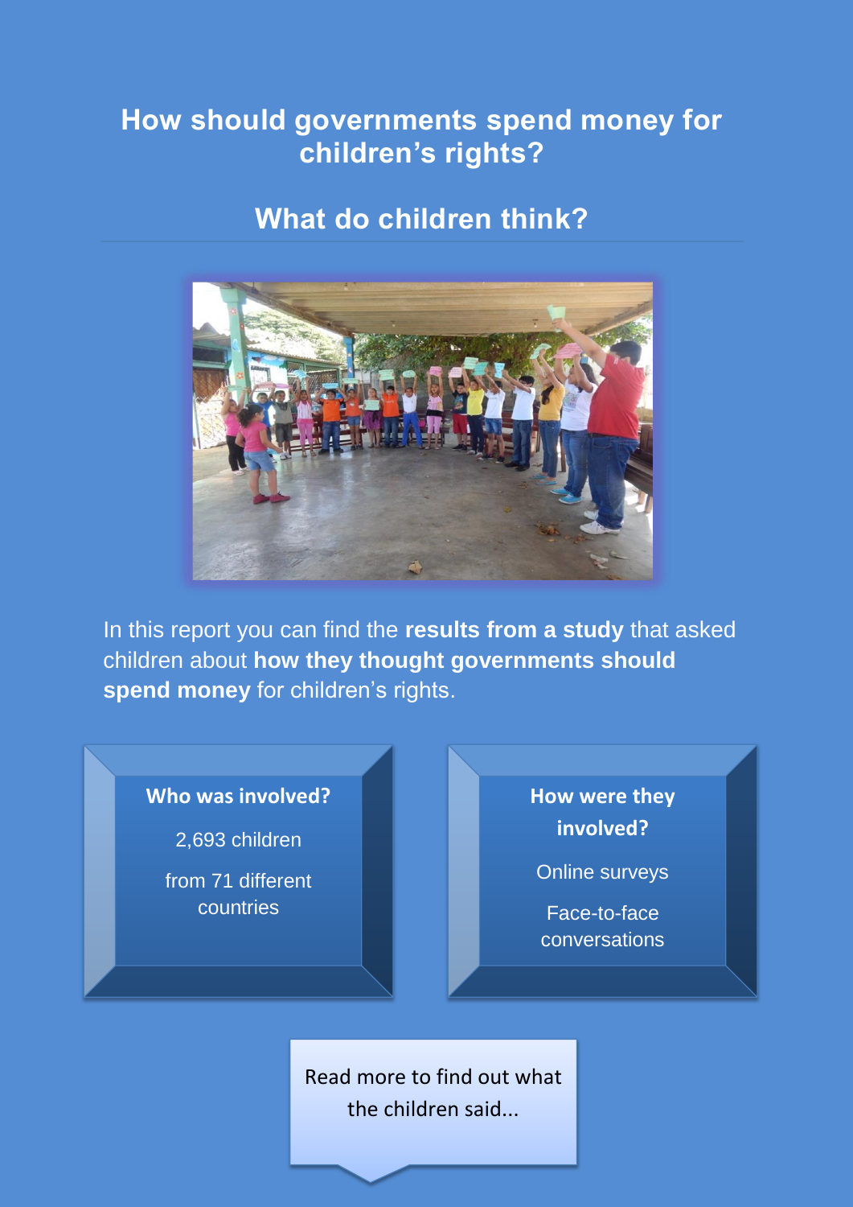# How should governments spend money for children's rights?

## What do children think?

In this report you can find the **results from a study** that asked children about **how they thought governments should spend money** for children's rights.

**Who was involved?**

2,693 children

from 71 different countries

**How were they involved?**

Online surveys

Face-to-face conversations

Read more to find out what the children said...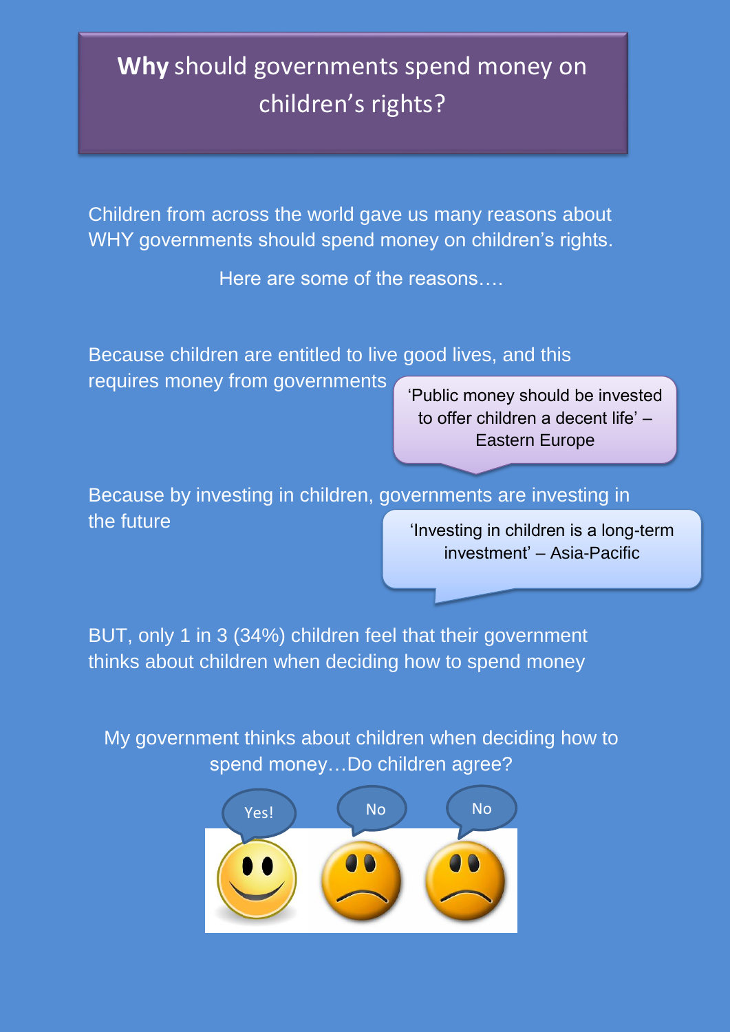# **Why** should governments spend money on children's rights?

Children from across the world gave us many reasons about WHY governments should spend money on children's rights.

Here are some of the reasons….

Because children are entitled to live good lives, and this requires money from governments

> 'Public money should be invested to offer children a decent life' – Eastern Europe

Because by investing in children, governments are investing in the future

> 'Investing in children is a long-term investment' – Asia-Pacific

BUT, only 1 in 3 (34%) children feel that their government thinks about children when deciding how to spend money

My government thinks about children when deciding how to spend money…Do children agree?

Yes! No No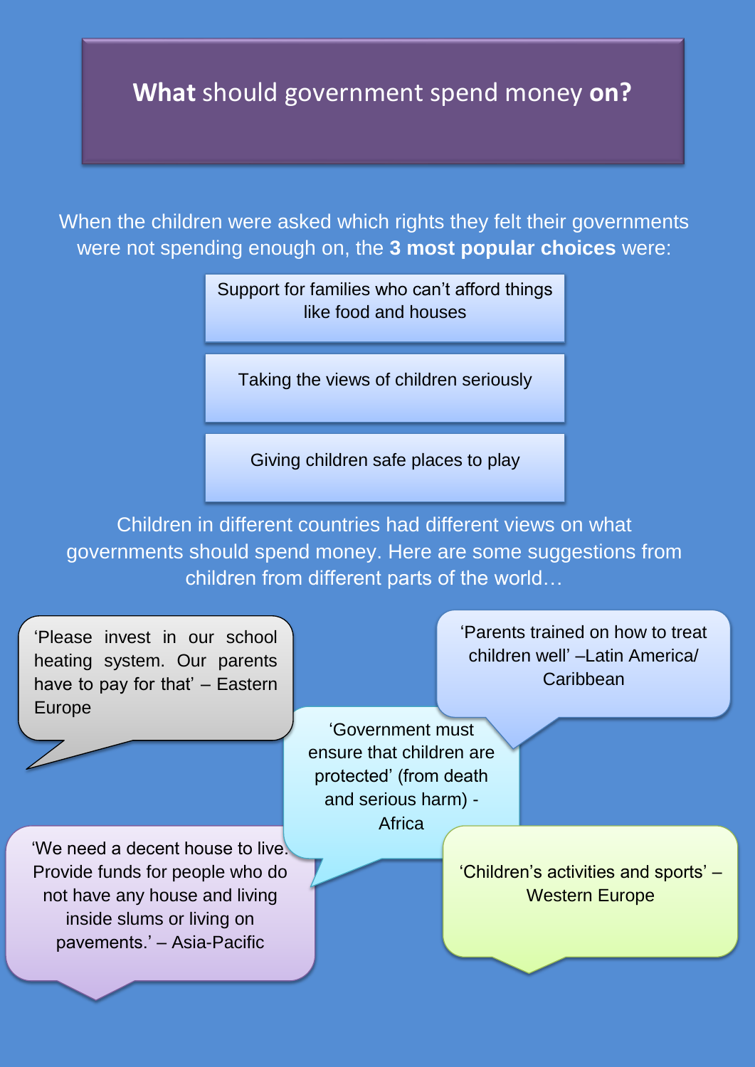# **What** should government spend money **on?**

When the children were asked which rights they felt their governments were not spending enough on, the **3 most popular choices** were:

- Support for families who can't afford things like food and houses
- Taking the views of children seriously
- Giving children safe places to play

Children in different countries had different views on what governments should spend money. Here are some suggestions from children from different parts of the world…

'Please invest in our school heating system. Our parents have to pay for that' – Eastern Europe

'Parents trained on how to treat children well' –Latin America/ Caribbean

'Government must ensure that children are protected' (from death and serious harm) - Africa

'We need a decent house to live. Provide funds for people who do not have any house and living inside slums or living on pavements.' – Asia-Pacific

'Children's activities and sports' – Western Europe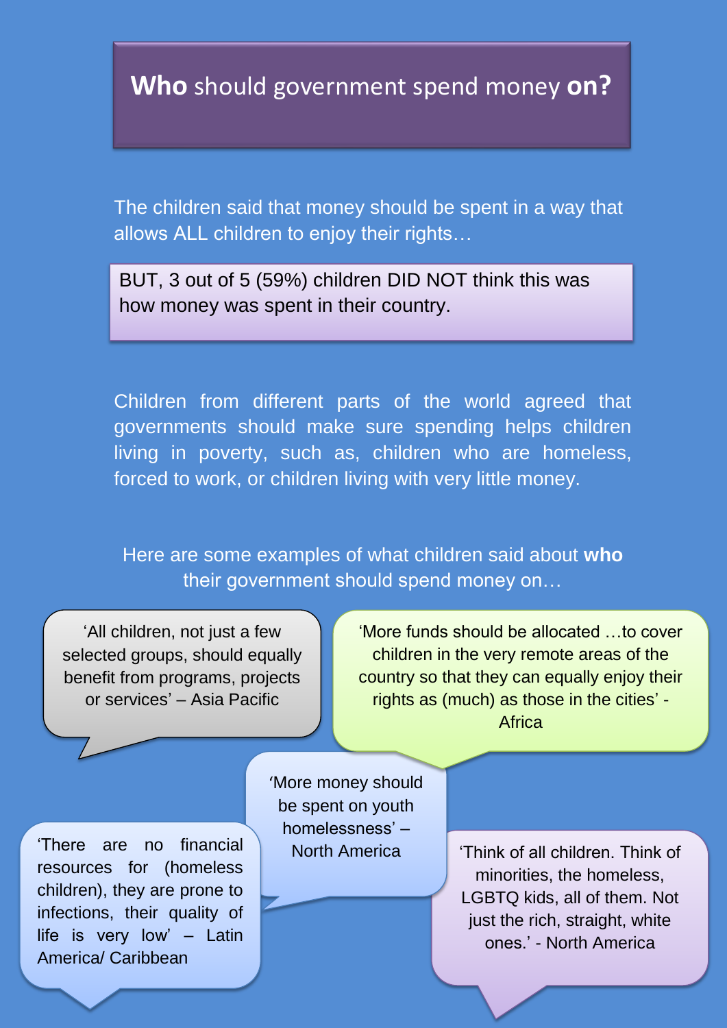# **Who** should government spend money **on?**

The children said that money should be spent in a way that allows ALL children to enjoy their rights…

BUT, 3 out of 5 (59%) children DID NOT think this was how money was spent in their country.

Children from different parts of the world agreed that governments should make sure spending helps children living in poverty, such as, children who are homeless, forced to work, or children living with very little money.

Here are some examples of what children said about **who** their government should spend money on…

‘All children, not just a few selected groups, should equally benefit from programs, projects or services’ – Asia Pacific

‘More funds should be allocated …to cover children in the very remote areas of the country so that they can equally enjoy their rights as (much) as those in the cities’ - Africa

‘More money should be spent on youth homelessness’ – North America

‘There are no financial resources for (homeless children), they are prone to infections, their quality of life is very low’ – Latin America/ Caribbean

‘Think of all children. Think of minorities, the homeless, LGBTQ kids, all of them. Not just the rich, straight, white ones.’ - North America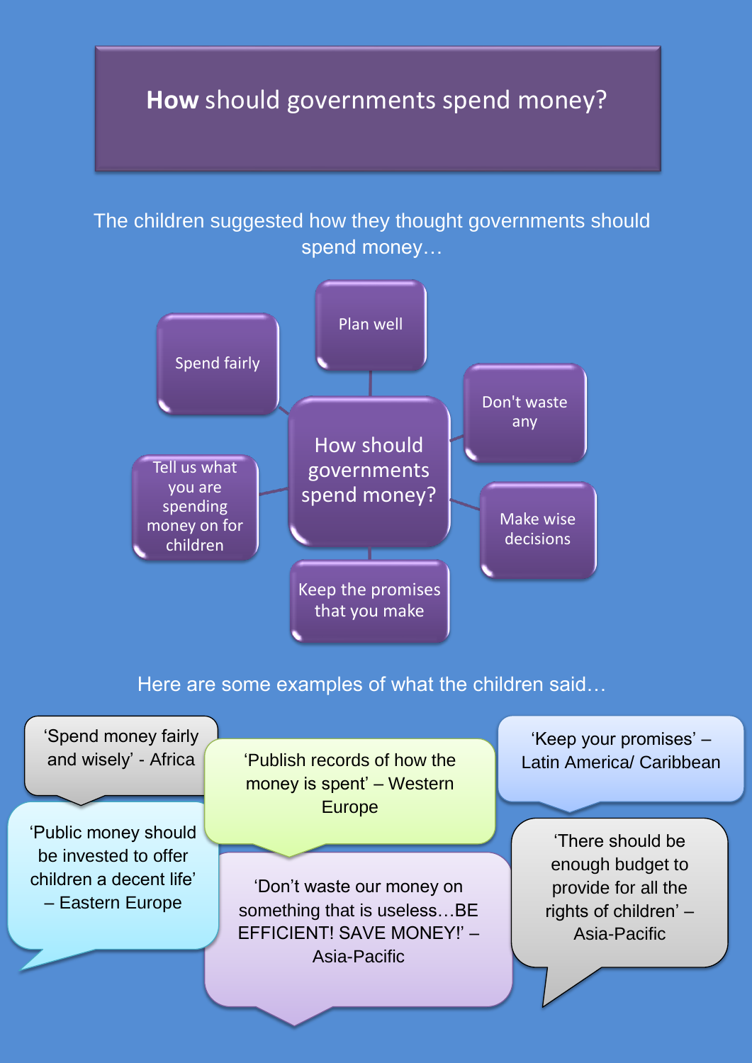# **How** should governments spend money?

The children suggested how they thought governments should spend money…

**How should governments spend money?**

- Plan well
- Don't waste any
- Make wise decisions
- Keep the promises that you make
- Tell us what you are spending money on for children
- Spend fairly

Here are some examples of what the children said…

'Spend money fairly and wisely' - Africa

'Publish records of how the money is spent' – Western Europe

'Keep your promises' – Latin America/ Caribbean

'Public money should be invested to offer children a decent life' – Eastern Europe

'Don't waste our money on something that is useless…BE EFFICIENT! SAVE MONEY!' – Asia-Pacific

'There should be enough budget to provide for all the rights of children' – Asia-Pacific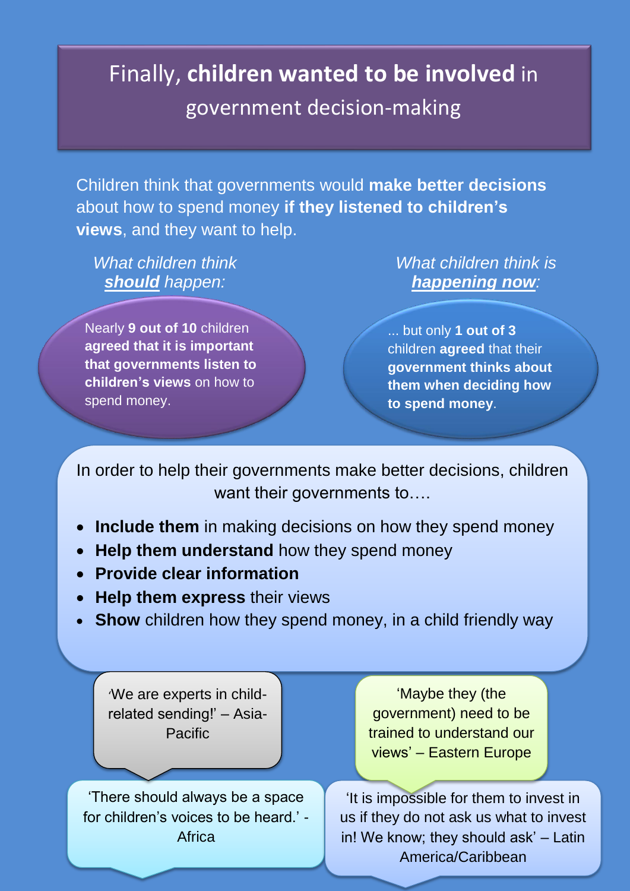# Finally, **children wanted to be involved** in government decision-making

Children think that governments would **make better decisions** about how to spend money **if they listened to children's views**, and they want to help.

*What children think **should** happen:*

Nearly **9 out of 10** children **agreed that it is important that governments listen to children's views** on how to spend money.

*What children think is **happening now**:*

... but only **1 out of 3** children **agreed** that their **government thinks about them when deciding how to spend money**.

In order to help their governments make better decisions, children want their governments to….

- **Include them** in making decisions on how they spend money
- **Help them understand** how they spend money
- **Provide clear information**
- **Help them express** their views
- **Show** children how they spend money, in a child friendly way

'We are experts in child-related sending!' – Asia-Pacific

'Maybe they (the government) need to be trained to understand our views' – Eastern Europe

'There should always be a space for children's voices to be heard.' - Africa

'It is impossible for them to invest in us if they do not ask us what to invest in! We know; they should ask' – Latin America/Caribbean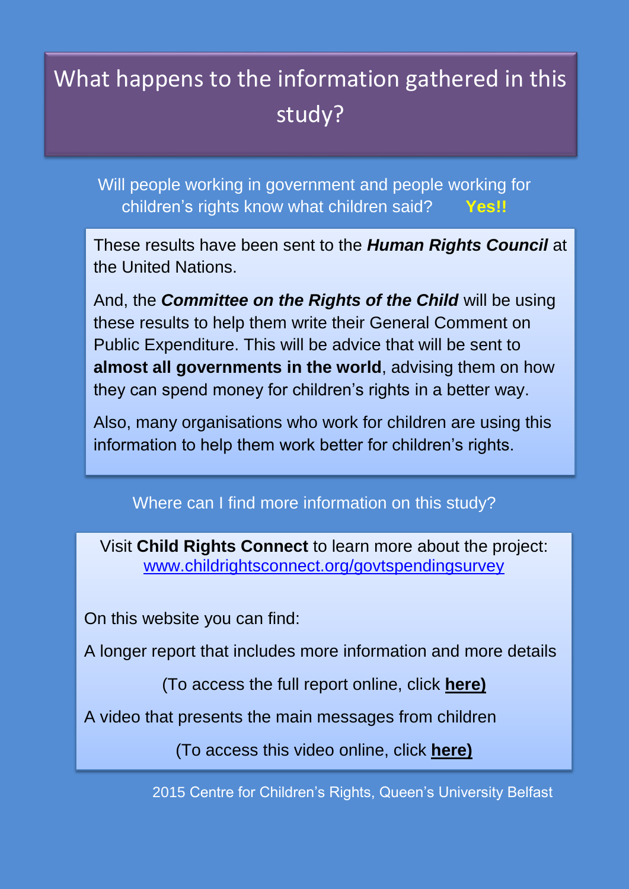# What happens to the information gathered in this study?

Will people working in government and people working for children's rights know what children said? **Yes!!**

These results have been sent to the ***Human Rights Council*** at the United Nations.

And, the ***Committee on the Rights of the Child*** will be using these results to help them write their General Comment on Public Expenditure. This will be advice that will be sent to **almost all governments in the world**, advising them on how they can spend money for children's rights in a better way.

Also, many organisations who work for children are using this information to help them work better for children's rights.

Where can I find more information on this study?

Visit **Child Rights Connect** to learn more about the project: www.childrightsconnect.org/govtspendingsurvey

On this website you can find:

A longer report that includes more information and more details

(To access the full report online, click **here)**

A video that presents the main messages from children

(To access this video online, click **here)**

2015 Centre for Children's Rights, Queen's University Belfast